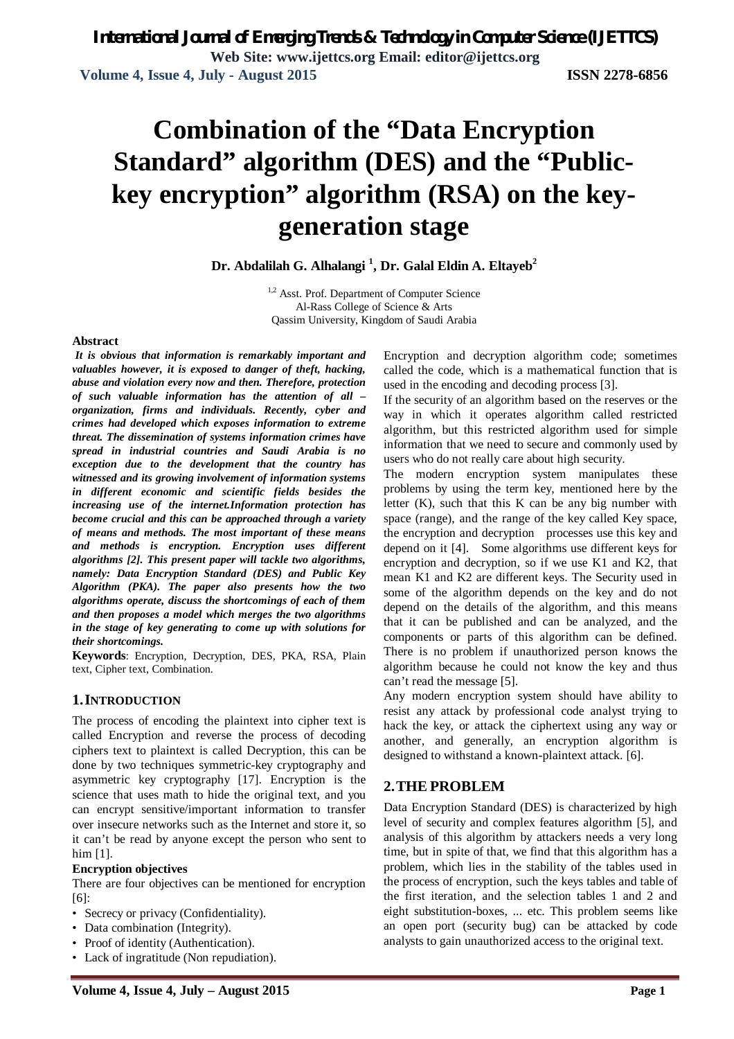# Combination of the "Data Encryption Standard" algorithm (DES) and the "Public-key encryption" algorithm (RSA) on the key-generation stage

**Dr. Abdalilah G. Alhalangi [1], Dr. Galal Eldin A. Eltayeb[2]**

[1,2] Asst. Prof. Department of Computer Science
Al-Rass College of Science & Arts
Qassim University, Kingdom of Saudi Arabia

**Abstract**

***It is obvious that information is remarkably important and valuables however, it is exposed to danger of theft, hacking, abuse and violation every now and then. Therefore, protection of such valuable information has the attention of all – organization, firms and individuals. Recently, cyber and crimes had developed which exposes information to extreme threat. The dissemination of systems information crimes have spread in industrial countries and Saudi Arabia is no exception due to the development that the country has witnessed and its growing involvement of information systems in different economic and scientific fields besides the increasing use of the internet.Information protection has become crucial and this can be approached through a variety of means and methods. The most important of these means and methods is encryption. Encryption uses different algorithms [2]. This present paper will tackle two algorithms, namely: Data Encryption Standard (DES) and Public Key Algorithm (PKA). The paper also presents how the two algorithms operate, discuss the shortcomings of each of them and then proposes a model which merges the two algorithms in the stage of key generating to come up with solutions for their shortcomings.***

**Keywords**: Encryption, Decryption, DES, PKA, RSA, Plain text, Cipher text, Combination.

## 1. INTRODUCTION

The process of encoding the plaintext into cipher text is called Encryption and reverse the process of decoding ciphers text to plaintext is called Decryption, this can be done by two techniques symmetric-key cryptography and asymmetric key cryptography [17]. Encryption is the science that uses math to hide the original text, and you can encrypt sensitive/important information to transfer over insecure networks such as the Internet and store it, so it can't be read by anyone except the person who sent to him [1].

**Encryption objectives**

There are four objectives can be mentioned for encryption [6]:

- Secrecy or privacy (Confidentiality).
- Data combination (Integrity).
- Proof of identity (Authentication).
- Lack of ingratitude (Non repudiation).

Encryption and decryption algorithm code; sometimes called the code, which is a mathematical function that is used in the encoding and decoding process [3].

If the security of an algorithm based on the reserves or the way in which it operates algorithm called restricted algorithm, but this restricted algorithm used for simple information that we need to secure and commonly used by users who do not really care about high security.

The modern encryption system manipulates these problems by using the term key, mentioned here by the letter (K), such that this K can be any big number with space (range), and the range of the key called Key space, the encryption and decryption processes use this key and depend on it [4]. Some algorithms use different keys for encryption and decryption, so if we use K1 and K2, that mean K1 and K2 are different keys. The Security used in some of the algorithm depends on the key and do not depend on the details of the algorithm, and this means that it can be published and can be analyzed, and the components or parts of this algorithm can be defined. There is no problem if unauthorized person knows the algorithm because he could not know the key and thus can't read the message [5].

Any modern encryption system should have ability to resist any attack by professional code analyst trying to hack the key, or attack the ciphertext using any way or another, and generally, an encryption algorithm is designed to withstand a known-plaintext attack. [6].

## 2. THE PROBLEM

Data Encryption Standard (DES) is characterized by high level of security and complex features algorithm [5], and analysis of this algorithm by attackers needs a very long time, but in spite of that, we find that this algorithm has a problem, which lies in the stability of the tables used in the process of encryption, such the keys tables and table of the first iteration, and the selection tables 1 and 2 and eight substitution-boxes, ... etc. This problem seems like an open port (security bug) can be attacked by code analysts to gain unauthorized access to the original text.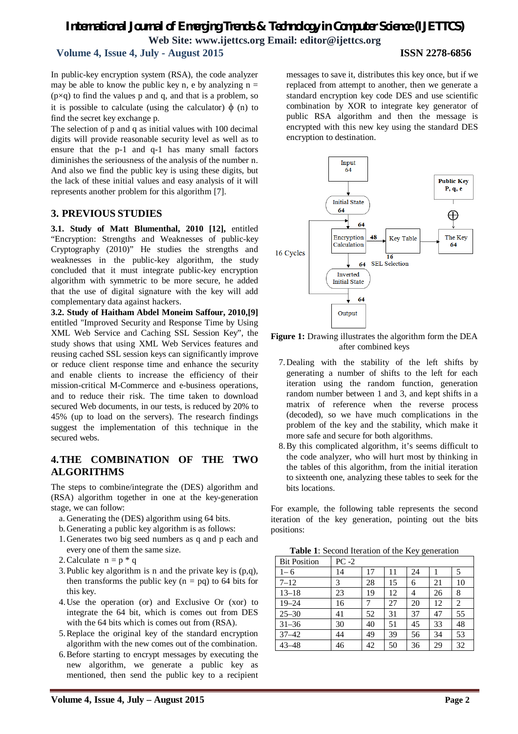In public-key encryption system (RSA), the code analyzer may be able to know the public key n, e by analyzing n = (p×q) to find the values p and q, and that is a problem, so it is possible to calculate (using the calculator) ϕ (n) to find the secret key exchange p.

The selection of p and q as initial values with 100 decimal digits will provide reasonable security level as well as to ensure that the p-1 and q-1 has many small factors diminishes the seriousness of the analysis of the number n. And also we find the public key is using these digits, but the lack of these initial values and easy analysis of it will represents another problem for this algorithm [7].

## 3. PREVIOUS STUDIES

**3.1. Study of Matt Blumenthal, 2010 [12],** entitled "Encryption: Strengths and Weaknesses of public-key Cryptography (2010)" He studies the strengths and weaknesses in the public-key algorithm, the study concluded that it must integrate public-key encryption algorithm with symmetric to be more secure, he added that the use of digital signature with the key will add complementary data against hackers.

**3.2. Study of Haitham Abdel Moneim Saffour, 2010,[9]** entitled "Improved Security and Response Time by Using XML Web Service and Caching SSL Session Key", the study shows that using XML Web Services features and reusing cached SSL session keys can significantly improve or reduce client response time and enhance the security and enable clients to increase the efficiency of their mission-critical M-Commerce and e-business operations, and to reduce their risk. The time taken to download secured Web documents, in our tests, is reduced by 20% to 45% (up to load on the servers). The research findings suggest the implementation of this technique in the secured webs.

## 4.THE COMBINATION OF THE TWO ALGORITHMS

The steps to combine/integrate the (DES) algorithm and (RSA) algorithm together in one at the key-generation stage, we can follow:

a. Generating the (DES) algorithm using 64 bits.
b. Generating a public key algorithm is as follows:

1. Generates two big seed numbers as q and p each and every one of them the same size.
2. Calculate n = p * q
3. Public key algorithm is n and the private key is (p,q), then transforms the public key (n = pq) to 64 bits for this key.
4. Use the operation (or) and Exclusive Or (xor) to integrate the 64 bit, which is comes out from DES with the 64 bits which is comes out from (RSA).
5. Replace the original key of the standard encryption algorithm with the new comes out of the combination.
6. Before starting to encrypt messages by executing the new algorithm, we generate a public key as mentioned, then send the public key to a recipient messages to save it, distributes this key once, but if we replaced from attempt to another, then we generate a standard encryption key code DES and use scientific combination by XOR to integrate key generator of public RSA algorithm and then the message is encrypted with this new key using the standard DES encryption to destination.

Input 64 → Initial State 64 → 64 → Encryption Calculation —48→ Key Table ← The Key 64 ← ⊕ ← Public Key P, q, e; 16 SEL Selection; 16 Cycles; 64 → Inverted Initial State → 64 → Output

**Figure 1:** Drawing illustrates the algorithm form the DEA after combined keys

7. Dealing with the stability of the left shifts by generating a number of shifts to the left for each iteration using the random function, generation random number between 1 and 3, and kept shifts in a matrix of reference when the reverse process (decoded), so we have much complications in the problem of the key and the stability, which make it more safe and secure for both algorithms.
8. By this complicated algorithm, it's seems difficult to the code analyzer, who will hurt most by thinking in the tables of this algorithm, from the initial iteration to sixteenth one, analyzing these tables to seek for the bits locations.

For example, the following table represents the second iteration of the key generation, pointing out the bits positions:

**Table 1**: Second Iteration of the Key generation

| Bit Position | PC -2 | | | | | |
|---|---|---|---|---|---|---|
| 1– 6 | 14 | 17 | 11 | 24 | 1 | 5 |
| 7–12 | 3 | 28 | 15 | 6 | 21 | 10 |
| 13–18 | 23 | 19 | 12 | 4 | 26 | 8 |
| 19–24 | 16 | 7 | 27 | 20 | 12 | 2 |
| 25–30 | 41 | 52 | 31 | 37 | 47 | 55 |
| 31–36 | 30 | 40 | 51 | 45 | 33 | 48 |
| 37–42 | 44 | 49 | 39 | 56 | 34 | 53 |
| 43–48 | 46 | 42 | 50 | 36 | 29 | 32 |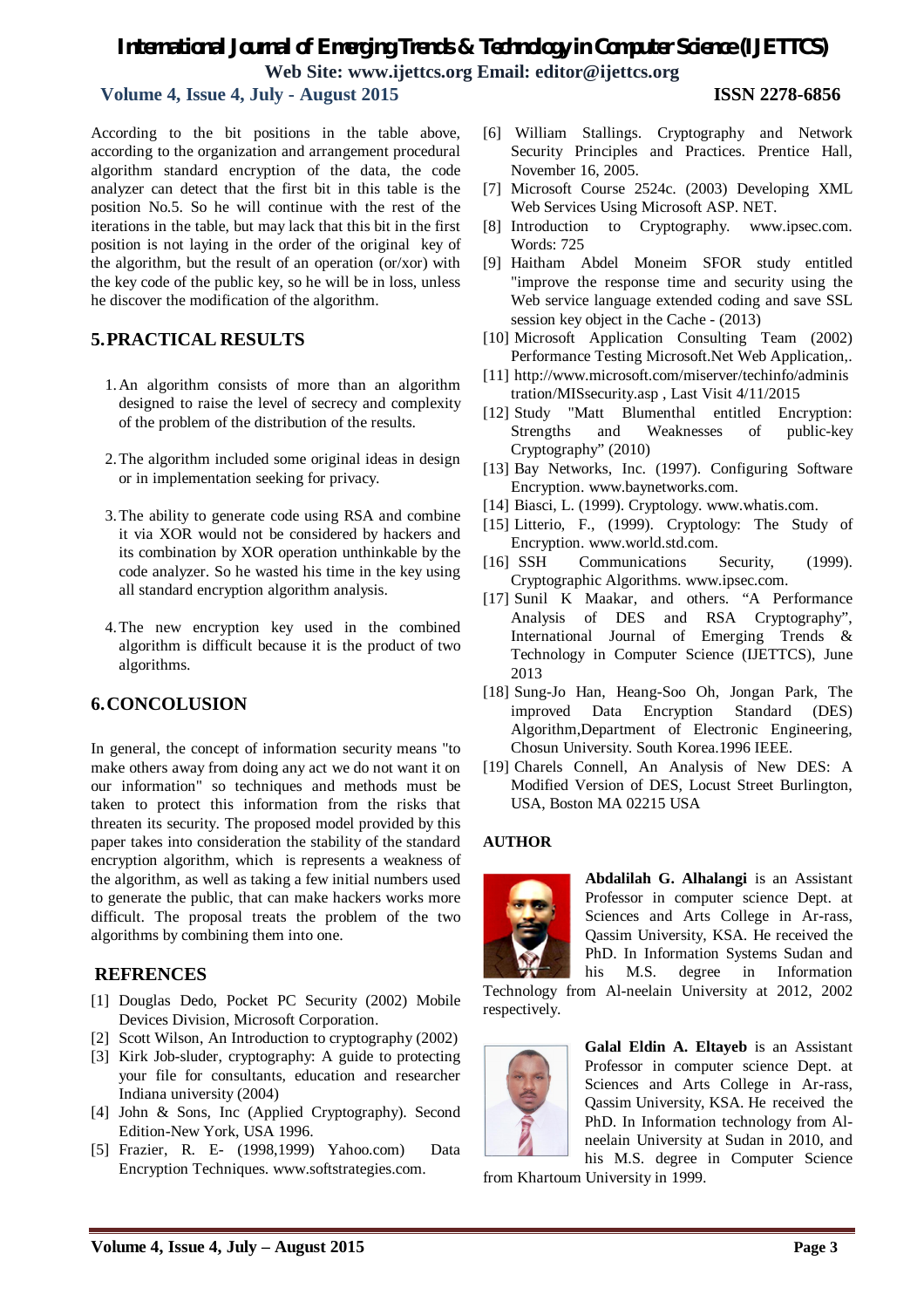According to the bit positions in the table above, according to the organization and arrangement of the procedural algorithm standard encryption of the data, the code analyzer can detect that the first bit in this table is the position No.5. So he will continue with the rest of the iterations in the table, but may lack that this bit in the first position is not laying in the order of the original key of the algorithm, but the result of an operation (or/xor) with the key code of the public key, so he will be in loss, unless he discover the modification of the algorithm.

## 5. PRACTICAL RESULTS

1. An algorithm consists of more than an algorithm designed to raise the level of secrecy and complexity of the problem of the distribution of the results.

2. The algorithm included some original ideas in design or in implementation seeking for privacy.

3. The ability to generate code using RSA and combine it via XOR would not be considered by hackers and its combination by XOR operation unthinkable by the code analyzer. So he wasted his time in the key using all standard encryption algorithm analysis.

4. The new encryption key used in the combined algorithm is difficult because it is the product of two algorithms.

## 6. CONCOLUSION

In general, the concept of information security means "to make others away from doing any act we do not want it on our information" so techniques and methods must be taken to protect this information from the risks that threaten its security. The proposed model provided by this paper takes into consideration the stability of the standard encryption algorithm, which is represents a weakness of the algorithm, as well as taking a few initial numbers used to generate the public, that can make hackers works more difficult. The proposal treats the problem of the two algorithms by combining them into one.

## REFRENCES

[1] Douglas Dedo, Pocket PC Security (2002) Mobile Devices Division, Microsoft Corporation.
[2] Scott Wilson, An Introduction to cryptography (2002)
[3] Kirk Job-sluder, cryptography: A guide to protecting your file for consultants, education and researcher Indiana university (2004)
[4] John & Sons, Inc (Applied Cryptography). Second Edition-New York, USA 1996.
[5] Frazier, R. E- (1998,1999) Yahoo.com) Data Encryption Techniques. www.softstrategies.com.
[6] William Stallings. Cryptography and Network Security Principles and Practices. Prentice Hall, November 16, 2005.
[7] Microsoft Course 2524c. (2003) Developing XML Web Services Using Microsoft ASP. NET.
[8] Introduction to Cryptography. www.ipsec.com. Words: 725
[9] Haitham Abdel Moneim SFOR study entitled "improve the response time and security using the Web service language extended coding and save SSL session key object in the Cache - (2013)
[10] Microsoft Application Consulting Team (2002) Performance Testing Microsoft.Net Web Application,.
[11] http://www.microsoft.com/miserver/techinfo/administration/MISsecurity.asp , Last Visit 4/11/2015
[12] Study "Matt Blumenthal entitled Encryption: Strengths and Weaknesses of public-key Cryptography" (2010)
[13] Bay Networks, Inc. (1997). Configuring Software Encryption. www.baynetworks.com.
[14] Biasci, L. (1999). Cryptology. www.whatis.com.
[15] Litterio, F., (1999). Cryptology: The Study of Encryption. www.world.std.com.
[16] SSH Communications Security, (1999). Cryptographic Algorithms. www.ipsec.com.
[17] Sunil K Maakar, and others. "A Performance Analysis of DES and RSA Cryptography", International Journal of Emerging Trends & Technology in Computer Science (IJETTCS), June 2013
[18] Sung-Jo Han, Heang-Soo Oh, Jongan Park, The improved Data Encryption Standard (DES) Algorithm,Department of Electronic Engineering, Chosun University. South Korea.1996 IEEE.
[19] Charels Connell, An Analysis of New DES: A Modified Version of DES, Locust Street Burlington, USA, Boston MA 02215 USA

## AUTHOR

**Abdalilah G. Alhalangi** is an Assistant Professor in computer science Dept. at Sciences and Arts College in Ar-rass, Qassim University, KSA. He received the PhD. In Information Systems Sudan and his M.S. degree in Information Technology from Al-neelain University at 2012, 2002 respectively.

**Galal Eldin A. Eltayeb** is an Assistant Professor in computer science Dept. at Sciences and Arts College in Ar-rass, Qassim University, KSA. He received the PhD. In Information technology from Al-neelain University at Sudan in 2010, and his M.S. degree in Computer Science from Khartoum University in 1999.